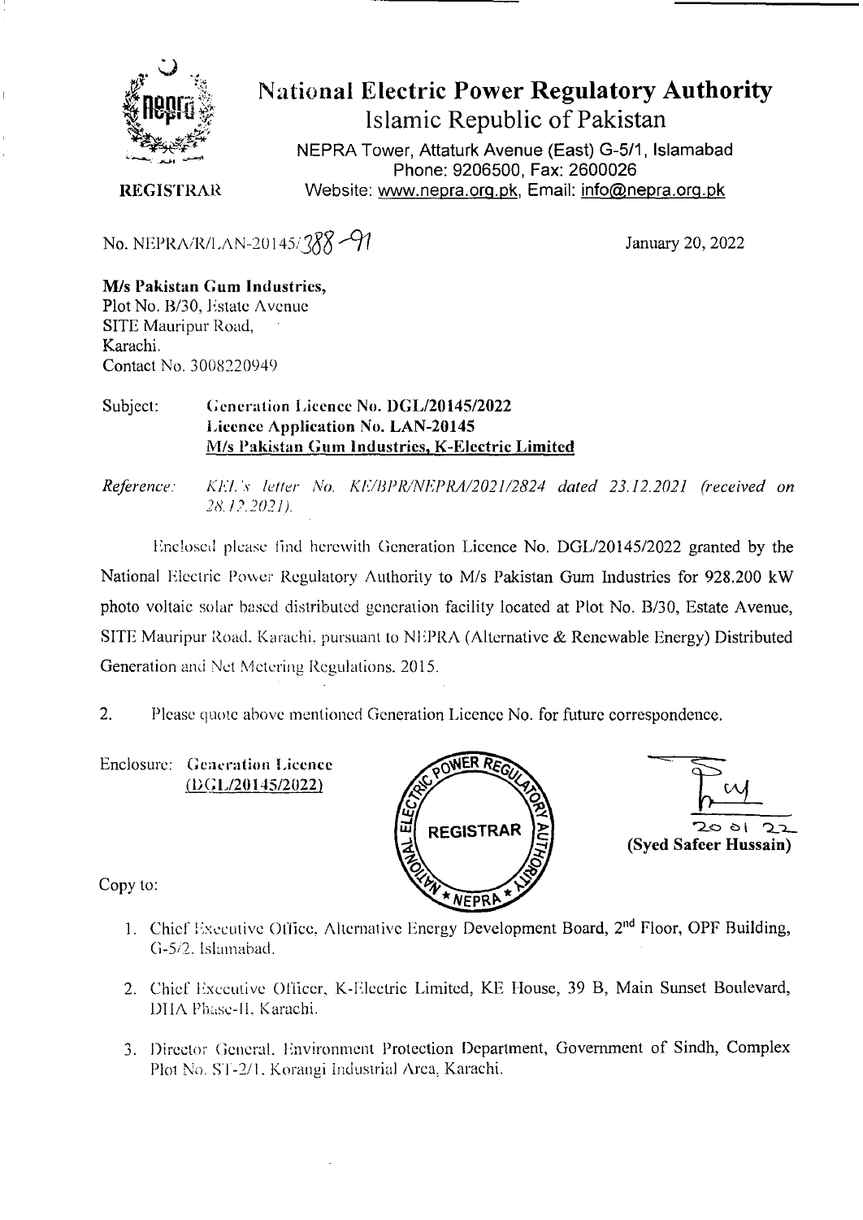# National Electric Power Regulatory Authority

## Islamic Republic of Pakistan

NEPRA Tower, Attaturk Avenue (East) G-5/1, Islamabad
Phone: 9206500, Fax: 2600026
Website: www.nepra.org.pk, Email: info@nepra.org.pk

**REGISTRAR**

No. NEPRA/R/LAN-20145/388-91

January 20, 2022

**M/s Pakistan Gum Industries,**
Plot No. B/30, Estate Avenue
SITE Mauripur Road,
Karachi.
Contact No. 3008220949

Subject: **Generation Licence No. DGL/20145/2022**
**Licence Application No. LAN-20145**
**M/s Pakistan Gum Industries, K-Electric Limited**

*Reference: KEL's letter No. KE/BPR/NEPRA/2021/2824 dated 23.12.2021 (received on 28.12.2021).*

Enclosed please find herewith Generation Licence No. DGL/20145/2022 granted by the National Electric Power Regulatory Authority to M/s Pakistan Gum Industries for 928.200 kW photo voltaic solar based distributed generation facility located at Plot No. B/30, Estate Avenue, SITE Mauripur Road, Karachi, pursuant to NEPRA (Alternative & Renewable Energy) Distributed Generation and Net Metering Regulations, 2015.

2. Please quote above mentioned Generation Licence No. for future correspondence.

Enclosure: **Generation Licence**
**(DGL/20145/2022)**

20 01 22
**(Syed Safeer Hussain)**

Copy to:

1. Chief Executive Office, Alternative Energy Development Board, 2nd Floor, OPF Building, G-5/2, Islamabad.
2. Chief Executive Officer, K-Electric Limited, KE House, 39 B, Main Sunset Boulevard, DHA Phase-II, Karachi.
3. Director General, Environment Protection Department, Government of Sindh, Complex Plot No. ST-2/1, Korangi Industrial Area, Karachi.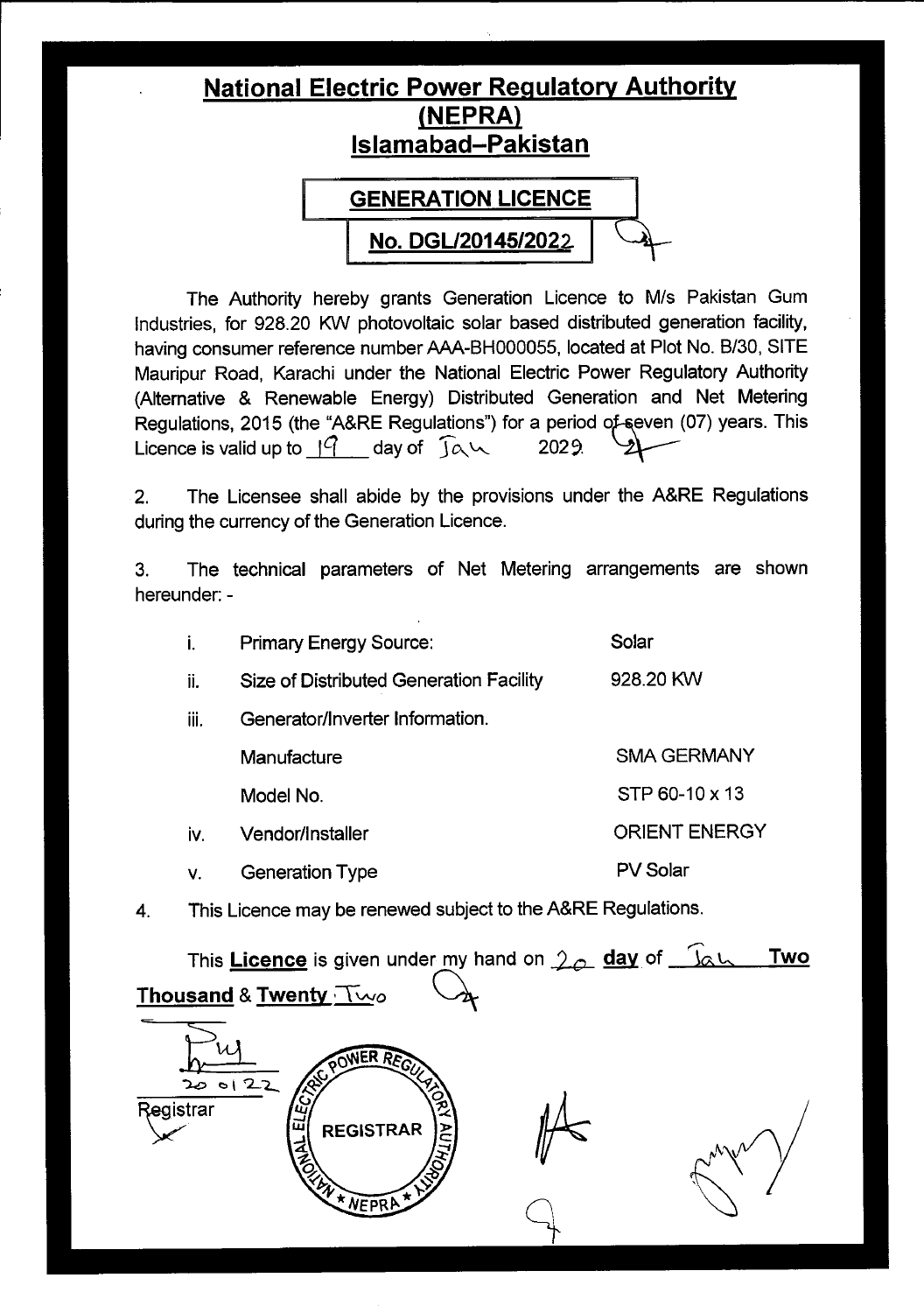# National Electric Power Regulatory Authority (NEPRA) Islamabad–Pakistan

## GENERATION LICENCE

## No. DGL/20145/2022

The Authority hereby grants Generation Licence to M/s Pakistan Gum Industries, for 928.20 KW photovoltaic solar based distributed generation facility, having consumer reference number AAA-BH000055, located at Plot No. B/30, SITE Mauripur Road, Karachi under the National Electric Power Regulatory Authority (Alternative & Renewable Energy) Distributed Generation and Net Metering Regulations, 2015 (the "A&RE Regulations") for a period of seven (07) years. This Licence is valid up to 19 day of Jan 2029.

2. The Licensee shall abide by the provisions under the A&RE Regulations during the currency of the Generation Licence.

3. The technical parameters of Net Metering arrangements are shown hereunder: -

| | | |
|---|---|---|
| i. | Primary Energy Source: | Solar |
| ii. | Size of Distributed Generation Facility | 928.20 KW |
| iii. | Generator/Inverter Information. | |
| | Manufacture | SMA GERMANY |
| | Model No. | STP 60-10 x 13 |
| iv. | Vendor/Installer | ORIENT ENERGY |
| v. | Generation Type | PV Solar |

4. This Licence may be renewed subject to the A&RE Regulations.

This **Licence** is given under my hand on 20 **day** of Jan **Two Thousand** & **Twenty** Two

20 01 22

Registrar

REGISTRAR
NATIONAL ELECTRIC POWER REGULATORY AUTHORITY
NEPRA